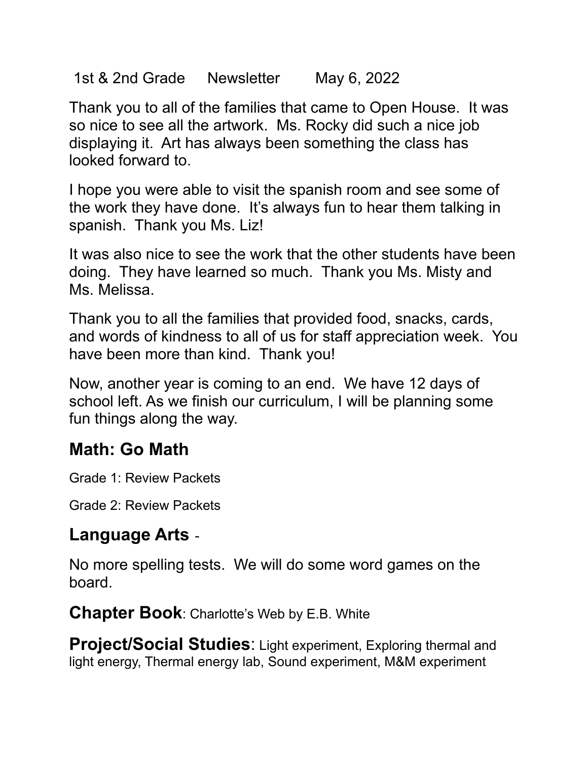1st & 2nd Grade Newsletter May 6, 2022

Thank you to all of the families that came to Open House. It was so nice to see all the artwork. Ms. Rocky did such a nice job displaying it. Art has always been something the class has looked forward to.

I hope you were able to visit the spanish room and see some of the work they have done. It's always fun to hear them talking in spanish. Thank you Ms. Liz!

It was also nice to see the work that the other students have been doing. They have learned so much. Thank you Ms. Misty and Ms. Melissa.

Thank you to all the families that provided food, snacks, cards, and words of kindness to all of us for staff appreciation week. You have been more than kind. Thank you!

Now, another year is coming to an end. We have 12 days of school left. As we finish our curriculum, I will be planning some fun things along the way.

## Math: Go Math

Grade 1: Review Packets

Grade 2: Review Packets

## Language Arts -

No more spelling tests. We will do some word games on the board.

**Chapter Book**: Charlotte's Web by E.B. White

**Project/Social Studies**: Light experiment, Exploring thermal and light energy, Thermal energy lab, Sound experiment, M&M experiment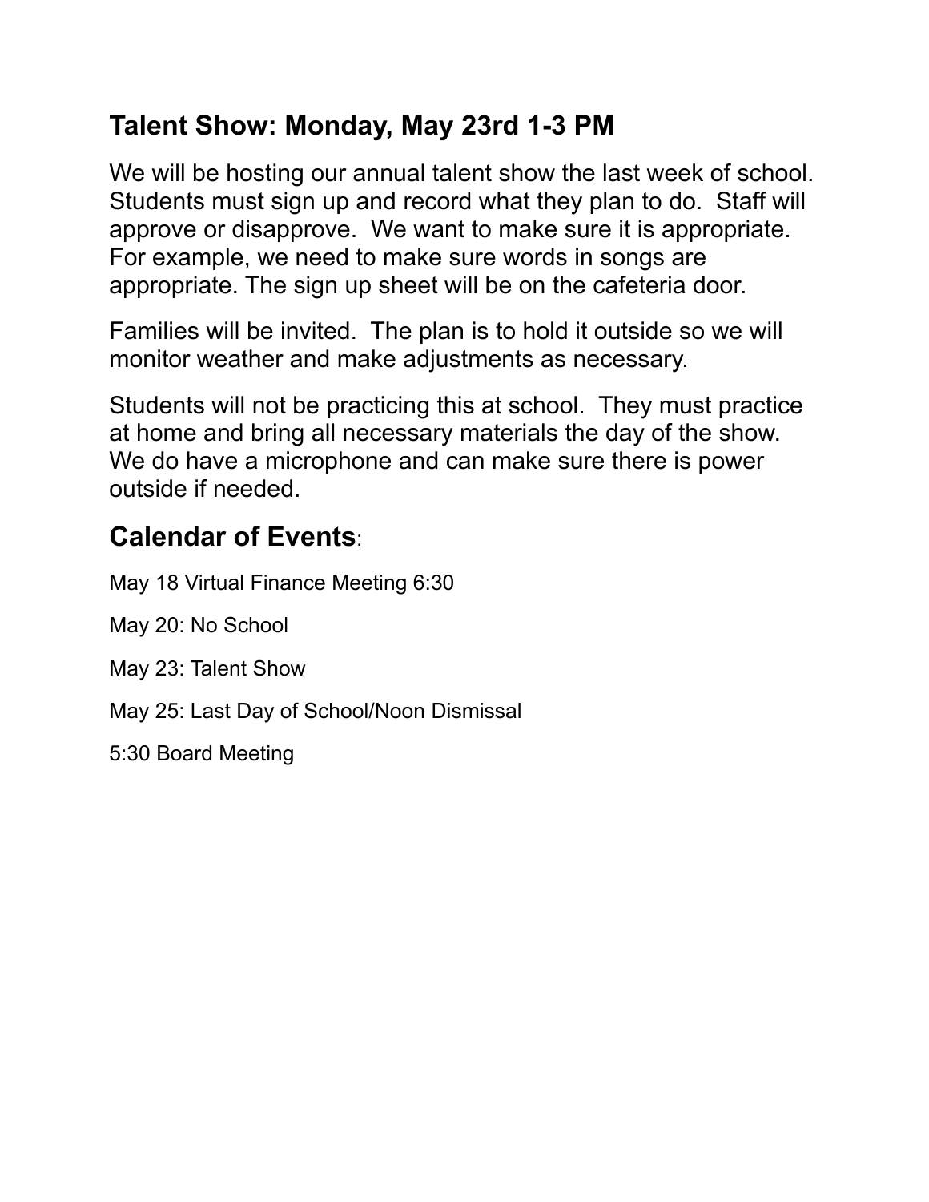## Talent Show: Monday, May 23rd 1-3 PM

We will be hosting our annual talent show the last week of school. Students must sign up and record what they plan to do. Staff will approve or disapprove. We want to make sure it is appropriate. For example, we need to make sure words in songs are appropriate. The sign up sheet will be on the cafeteria door.

Families will be invited. The plan is to hold it outside so we will monitor weather and make adjustments as necessary.

Students will not be practicing this at school. They must practice at home and bring all necessary materials the day of the show. We do have a microphone and can make sure there is power outside if needed.

## **Calendar of Events**:

May 18 Virtual Finance Meeting 6:30

May 20: No School

May 23: Talent Show

May 25: Last Day of School/Noon Dismissal

5:30 Board Meeting